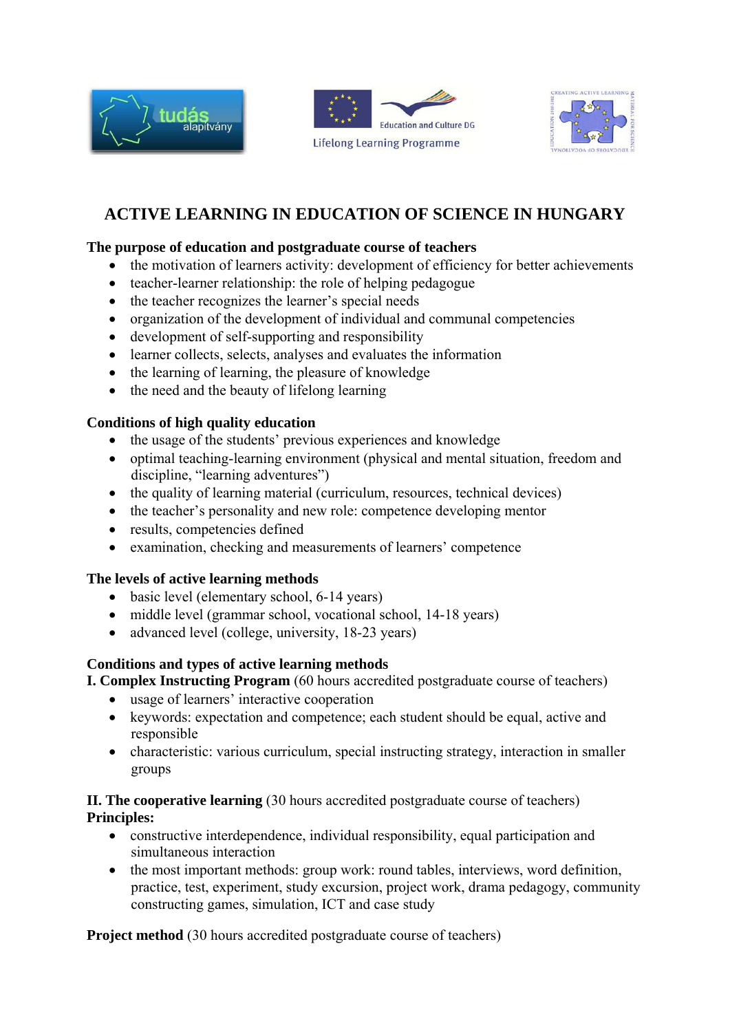# ACTIVE LEARNING IN EDUCATION OF SCIENCE IN HUNGARY

**The purpose of education and postgraduate course of teachers**

- the motivation of learners activity: development of efficiency for better achievements
- teacher-learner relationship: the role of helping pedagogue
- the teacher recognizes the learner's special needs
- organization of the development of individual and communal competencies
- development of self-supporting and responsibility
- learner collects, selects, analyses and evaluates the information
- the learning of learning, the pleasure of knowledge
- the need and the beauty of lifelong learning

**Conditions of high quality education**

- the usage of the students' previous experiences and knowledge
- optimal teaching-learning environment (physical and mental situation, freedom and discipline, "learning adventures")
- the quality of learning material (curriculum, resources, technical devices)
- the teacher's personality and new role: competence developing mentor
- results, competencies defined
- examination, checking and measurements of learners' competence

**The levels of active learning methods**

- basic level (elementary school, 6-14 years)
- middle level (grammar school, vocational school, 14-18 years)
- advanced level (college, university, 18-23 years)

**Conditions and types of active learning methods**

**I. Complex Instructing Program** (60 hours accredited postgraduate course of teachers)

- usage of learners' interactive cooperation
- keywords: expectation and competence; each student should be equal, active and responsible
- characteristic: various curriculum, special instructing strategy, interaction in smaller groups

**II. The cooperative learning** (30 hours accredited postgraduate course of teachers)

**Principles:**

- constructive interdependence, individual responsibility, equal participation and simultaneous interaction
- the most important methods: group work: round tables, interviews, word definition, practice, test, experiment, study excursion, project work, drama pedagogy, community constructing games, simulation, ICT and case study

**Project method** (30 hours accredited postgraduate course of teachers)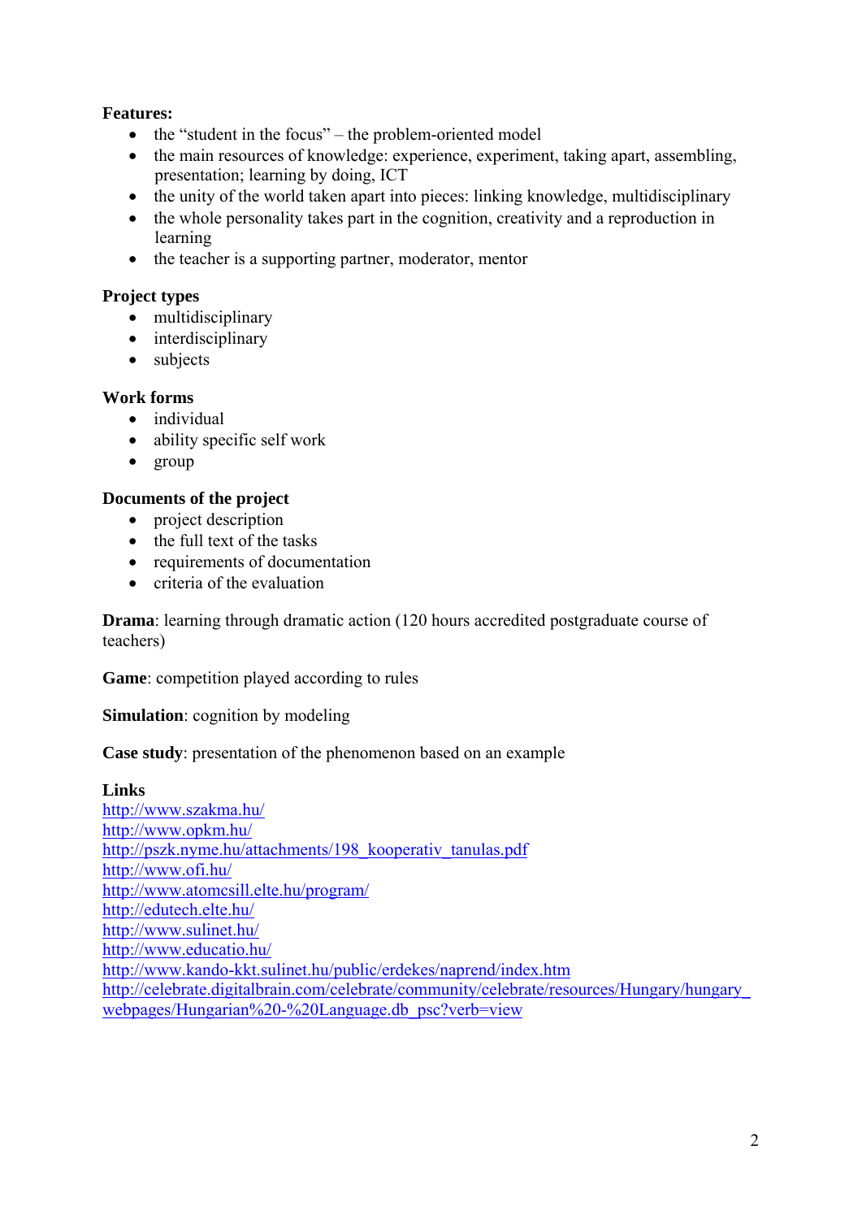**Features:**

- the “student in the focus” – the problem-oriented model
- the main resources of knowledge: experience, experiment, taking apart, assembling, presentation; learning by doing, ICT
- the unity of the world taken apart into pieces: linking knowledge, multidisciplinary
- the whole personality takes part in the cognition, creativity and a reproduction in learning
- the teacher is a supporting partner, moderator, mentor

**Project types**

- multidisciplinary
- interdisciplinary
- subjects

**Work forms**

- individual
- ability specific self work
- group

**Documents of the project**

- project description
- the full text of the tasks
- requirements of documentation
- criteria of the evaluation

**Drama**: learning through dramatic action (120 hours accredited postgraduate course of teachers)

**Game**: competition played according to rules

**Simulation**: cognition by modeling

**Case study**: presentation of the phenomenon based on an example

**Links**

http://www.szakma.hu/
http://www.opkm.hu/
http://pszk.nyme.hu/attachments/198_kooperativ_tanulas.pdf
http://www.ofi.hu/
http://www.atomcsill.elte.hu/program/
http://edutech.elte.hu/
http://www.sulinet.hu/
http://www.educatio.hu/
http://www.kando-kkt.sulinet.hu/public/erdekes/naprend/index.htm
http://celebrate.digitalbrain.com/celebrate/community/celebrate/resources/Hungary/hungary_webpages/Hungarian%20-%20Language.db_psc?verb=view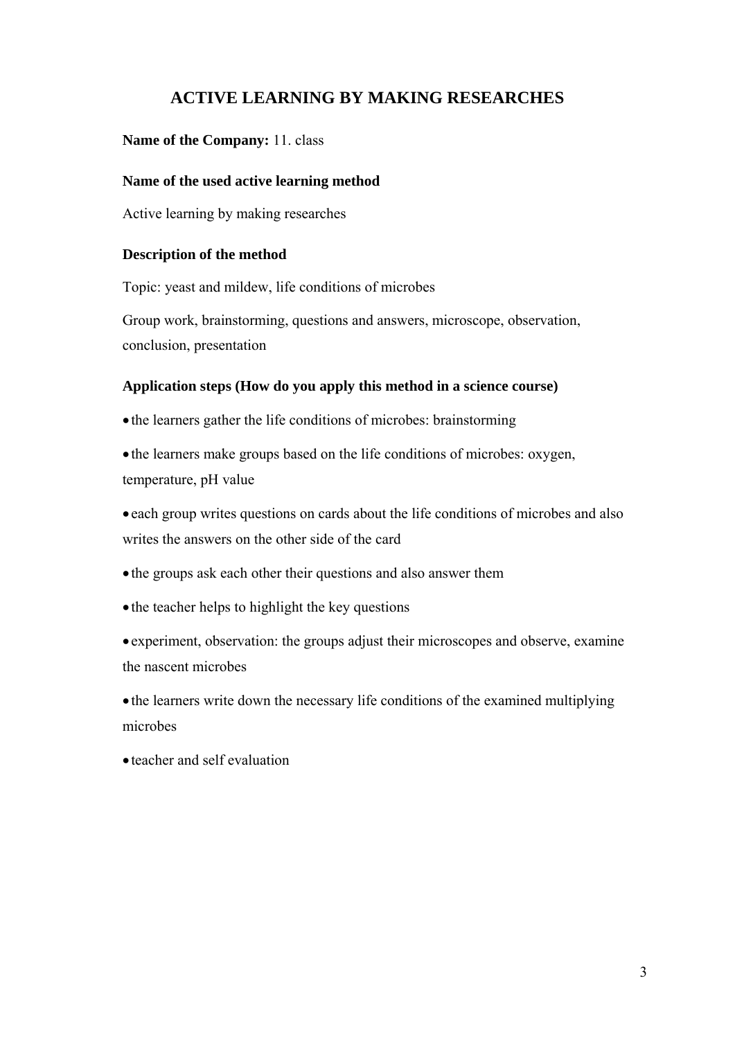# ACTIVE LEARNING BY MAKING RESEARCHES

**Name of the Company:** 11. class

### Name of the used active learning method

Active learning by making researches

### Description of the method

Topic: yeast and mildew, life conditions of microbes

Group work, brainstorming, questions and answers, microscope, observation, conclusion, presentation

### Application steps (How do you apply this method in a science course)

- the learners gather the life conditions of microbes: brainstorming
- the learners make groups based on the life conditions of microbes: oxygen, temperature, pH value
- each group writes questions on cards about the life conditions of microbes and also writes the answers on the other side of the card
- the groups ask each other their questions and also answer them
- the teacher helps to highlight the key questions
- experiment, observation: the groups adjust their microscopes and observe, examine the nascent microbes
- the learners write down the necessary life conditions of the examined multiplying microbes
- teacher and self evaluation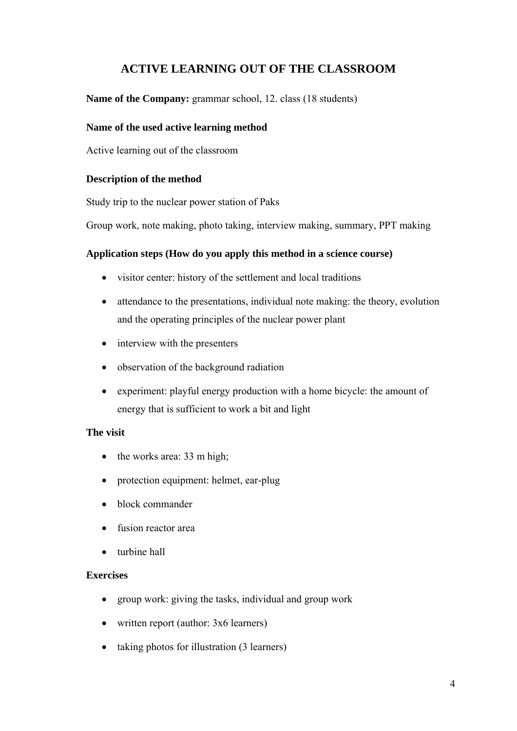# ACTIVE LEARNING OUT OF THE CLASSROOM

**Name of the Company:** grammar school, 12. class (18 students)

**Name of the used active learning method**

Active learning out of the classroom

**Description of the method**

Study trip to the nuclear power station of Paks

Group work, note making, photo taking, interview making, summary, PPT making

**Application steps (How do you apply this method in a science course)**

- visitor center: history of the settlement and local traditions
- attendance to the presentations, individual note making: the theory, evolution and the operating principles of the nuclear power plant
- interview with the presenters
- observation of the background radiation
- experiment: playful energy production with a home bicycle: the amount of energy that is sufficient to work a bit and light

**The visit**

- the works area: 33 m high;
- protection equipment: helmet, ear-plug
- block commander
- fusion reactor area
- turbine hall

**Exercises**

- group work: giving the tasks, individual and group work
- written report (author: 3x6 learners)
- taking photos for illustration (3 learners)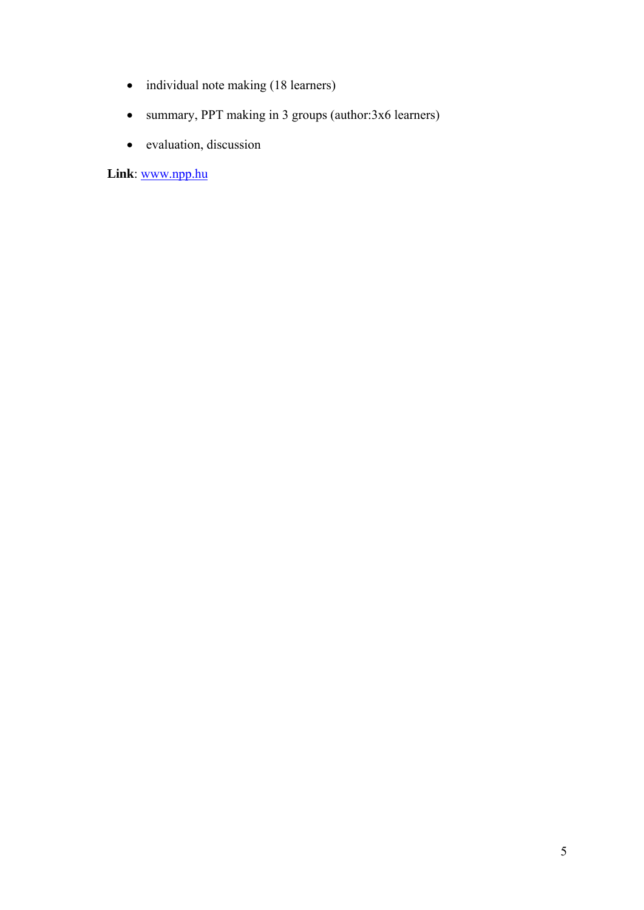- individual note making (18 learners)
- summary, PPT making in 3 groups (author:3x6 learners)
- evaluation, discussion

**Link**: www.npp.hu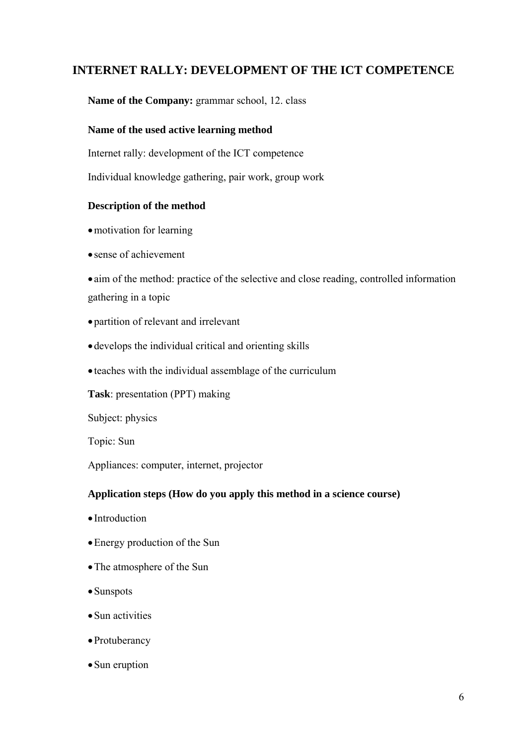## INTERNET RALLY: DEVELOPMENT OF THE ICT COMPETENCE

**Name of the Company:** grammar school, 12. class

**Name of the used active learning method**

Internet rally: development of the ICT competence

Individual knowledge gathering, pair work, group work

**Description of the method**

- motivation for learning
- sense of achievement
- aim of the method: practice of the selective and close reading, controlled information gathering in a topic
- partition of relevant and irrelevant
- develops the individual critical and orienting skills
- teaches with the individual assemblage of the curriculum

**Task**: presentation (PPT) making

Subject: physics

Topic: Sun

Appliances: computer, internet, projector

**Application steps (How do you apply this method in a science course)**

- Introduction
- Energy production of the Sun
- The atmosphere of the Sun
- Sunspots
- Sun activities
- Protuberancy
- Sun eruption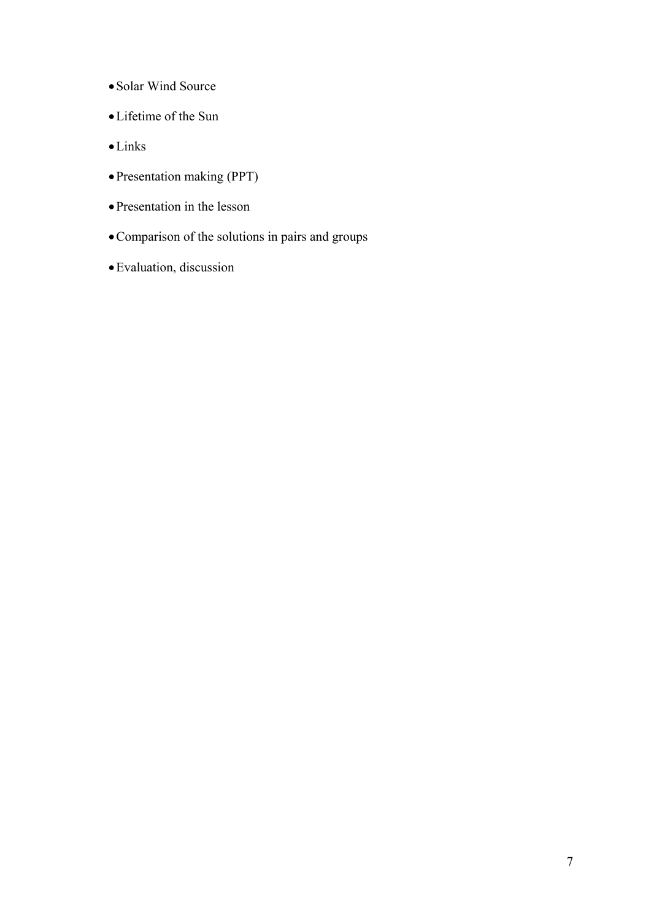- Solar Wind Source
- Lifetime of the Sun
- Links
- Presentation making (PPT)
- Presentation in the lesson
- Comparison of the solutions in pairs and groups
- Evaluation, discussion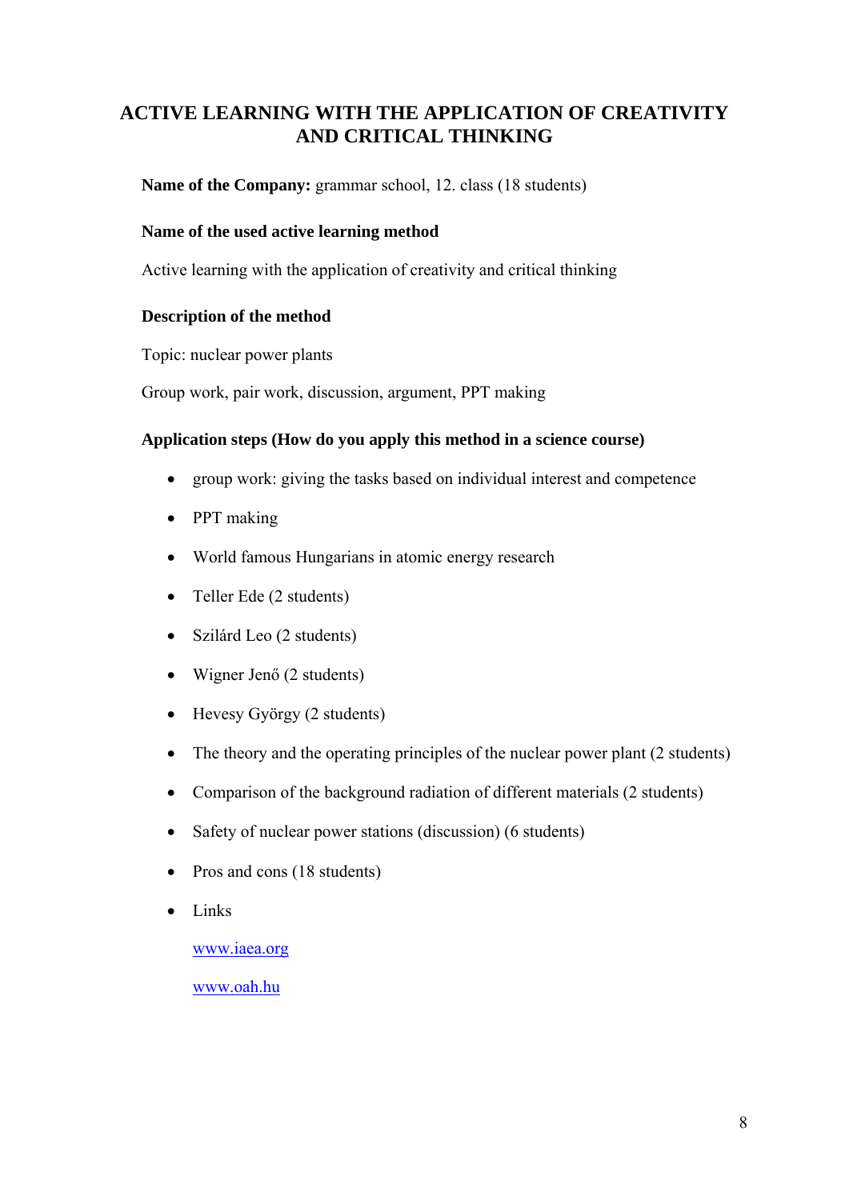# ACTIVE LEARNING WITH THE APPLICATION OF CREATIVITY AND CRITICAL THINKING

**Name of the Company:** grammar school, 12. class (18 students)

**Name of the used active learning method**

Active learning with the application of creativity and critical thinking

**Description of the method**

Topic: nuclear power plants

Group work, pair work, discussion, argument, PPT making

**Application steps (How do you apply this method in a science course)**

- group work: giving the tasks based on individual interest and competence
- PPT making
- World famous Hungarians in atomic energy research
- Teller Ede (2 students)
- Szilárd Leo (2 students)
- Wigner Jenő (2 students)
- Hevesy György (2 students)
- The theory and the operating principles of the nuclear power plant (2 students)
- Comparison of the background radiation of different materials (2 students)
- Safety of nuclear power stations (discussion) (6 students)
- Pros and cons (18 students)
- Links

  www.iaea.org

  www.oah.hu